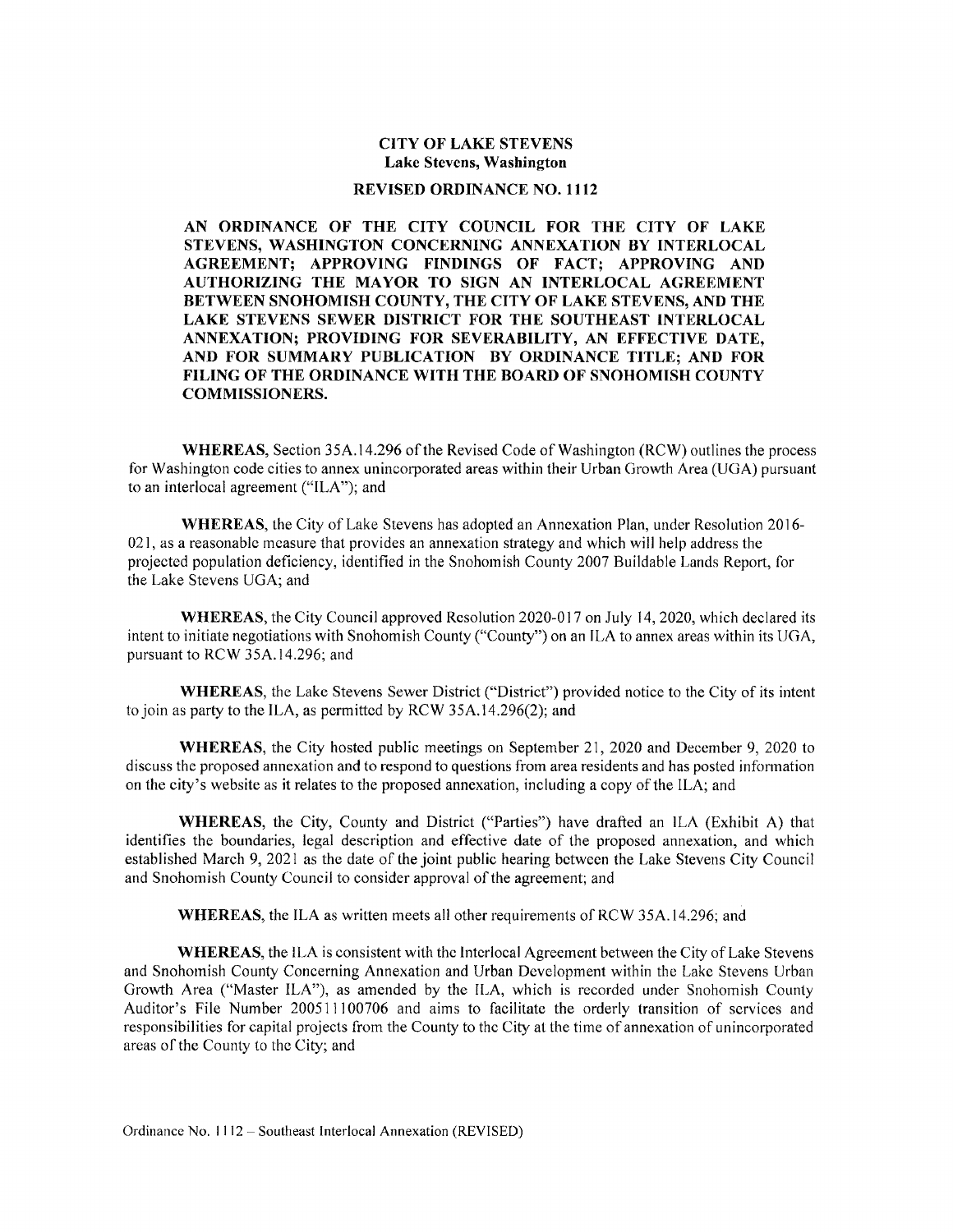# CITY OF LAKE STEVENS
## Lake Stevens, Washington

## REVISED ORDINANCE NO. 1112

**AN ORDINANCE OF THE CITY COUNCIL FOR THE CITY OF LAKE STEVENS, WASHINGTON CONCERNING ANNEXATION BY INTERLOCAL AGREEMENT; APPROVING FINDINGS OF FACT; APPROVING AND AUTHORIZING THE MAYOR TO SIGN AN INTERLOCAL AGREEMENT BETWEEN SNOHOMISH COUNTY, THE CITY OF LAKE STEVENS, AND THE LAKE STEVENS SEWER DISTRICT FOR THE SOUTHEAST INTERLOCAL ANNEXATION; PROVIDING FOR SEVERABILITY, AN EFFECTIVE DATE, AND FOR SUMMARY PUBLICATION BY ORDINANCE TITLE; AND FOR FILING OF THE ORDINANCE WITH THE BOARD OF SNOHOMISH COUNTY COMMISSIONERS.**

**WHEREAS,** Section 35A.14.296 of the Revised Code of Washington (RCW) outlines the process for Washington code cities to annex unincorporated areas within their Urban Growth Area (UGA) pursuant to an interlocal agreement ("ILA"); and

**WHEREAS,** the City of Lake Stevens has adopted an Annexation Plan, under Resolution 2016-021, as a reasonable measure that provides an annexation strategy and which will help address the projected population deficiency, identified in the Snohomish County 2007 Buildable Lands Report, for the Lake Stevens UGA; and

**WHEREAS,** the City Council approved Resolution 2020-017 on July 14, 2020, which declared its intent to initiate negotiations with Snohomish County ("County") on an ILA to annex areas within its UGA, pursuant to RCW 35A.14.296; and

**WHEREAS,** the Lake Stevens Sewer District ("District") provided notice to the City of its intent to join as party to the ILA, as permitted by RCW 35A.14.296(2); and

**WHEREAS,** the City hosted public meetings on September 21, 2020 and December 9, 2020 to discuss the proposed annexation and to respond to questions from area residents and has posted information on the city's website as it relates to the proposed annexation, including a copy of the ILA; and

**WHEREAS,** the City, County and District ("Parties") have drafted an ILA (Exhibit A) that identifies the boundaries, legal description and effective date of the proposed annexation, and which established March 9, 2021 as the date of the joint public hearing between the Lake Stevens City Council and Snohomish County Council to consider approval of the agreement; and

**WHEREAS,** the ILA as written meets all other requirements of RCW 35A.14.296; and

**WHEREAS,** the ILA is consistent with the Interlocal Agreement between the City of Lake Stevens and Snohomish County Concerning Annexation and Urban Development within the Lake Stevens Urban Growth Area ("Master ILA"), as amended by the ILA, which is recorded under Snohomish County Auditor's File Number 200511100706 and aims to facilitate the orderly transition of services and responsibilities for capital projects from the County to the City at the time of annexation of unincorporated areas of the County to the City; and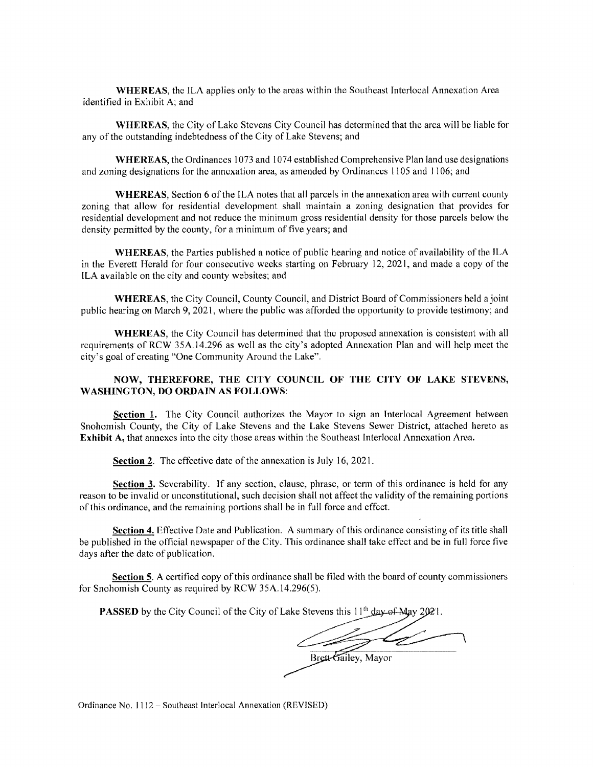**WHEREAS**, the ILA applies only to the areas within the Southeast Interlocal Annexation Area identified in Exhibit A; and

**WHEREAS**, the City of Lake Stevens City Council has determined that the area will be liable for any of the outstanding indebtedness of the City of Lake Stevens; and

**WHEREAS**, the Ordinances 1073 and 1074 established Comprehensive Plan land use designations and zoning designations for the annexation area, as amended by Ordinances 1105 and 1106; and

**WHEREAS**, Section 6 of the ILA notes that all parcels in the annexation area with current county zoning that allow for residential development shall maintain a zoning designation that provides for residential development and not reduce the minimum gross residential density for those parcels below the density permitted by the county, for a minimum of five years; and

**WHEREAS**, the Parties published a notice of public hearing and notice of availability of the ILA in the Everett Herald for four consecutive weeks starting on February 12, 2021, and made a copy of the ILA available on the city and county websites; and

**WHEREAS**, the City Council, County Council, and District Board of Commissioners held a joint public hearing on March 9, 2021, where the public was afforded the opportunity to provide testimony; and

**WHEREAS**, the City Council has determined that the proposed annexation is consistent with all requirements of RCW 35A.14.296 as well as the city's adopted Annexation Plan and will help meet the city's goal of creating "One Community Around the Lake".

**NOW, THEREFORE, THE CITY COUNCIL OF THE CITY OF LAKE STEVENS, WASHINGTON, DO ORDAIN AS FOLLOWS**:

**Section 1.** The City Council authorizes the Mayor to sign an Interlocal Agreement between Snohomish County, the City of Lake Stevens and the Lake Stevens Sewer District, attached hereto as **Exhibit A,** that annexes into the city those areas within the Southeast Interlocal Annexation Area.

**Section 2**. The effective date of the annexation is July 16, 2021.

**Section 3.** Severability. If any section, clause, phrase, or term of this ordinance is held for any reason to be invalid or unconstitutional, such decision shall not affect the validity of the remaining portions of this ordinance, and the remaining portions shall be in full force and effect.

**Section 4.** Effective Date and Publication. A summary of this ordinance consisting of its title shall be published in the official newspaper of the City. This ordinance shall take effect and be in full force five days after the date of publication.

**Section 5**. A certified copy of this ordinance shall be filed with the board of county commissioners for Snohomish County as required by RCW 35A.14.296(5).

**PASSED** by the City Council of the City of Lake Stevens this 11th day of May 2021.

Brett Gailey, Mayor

Ordinance No. 1112 – Southeast Interlocal Annexation (REVISED)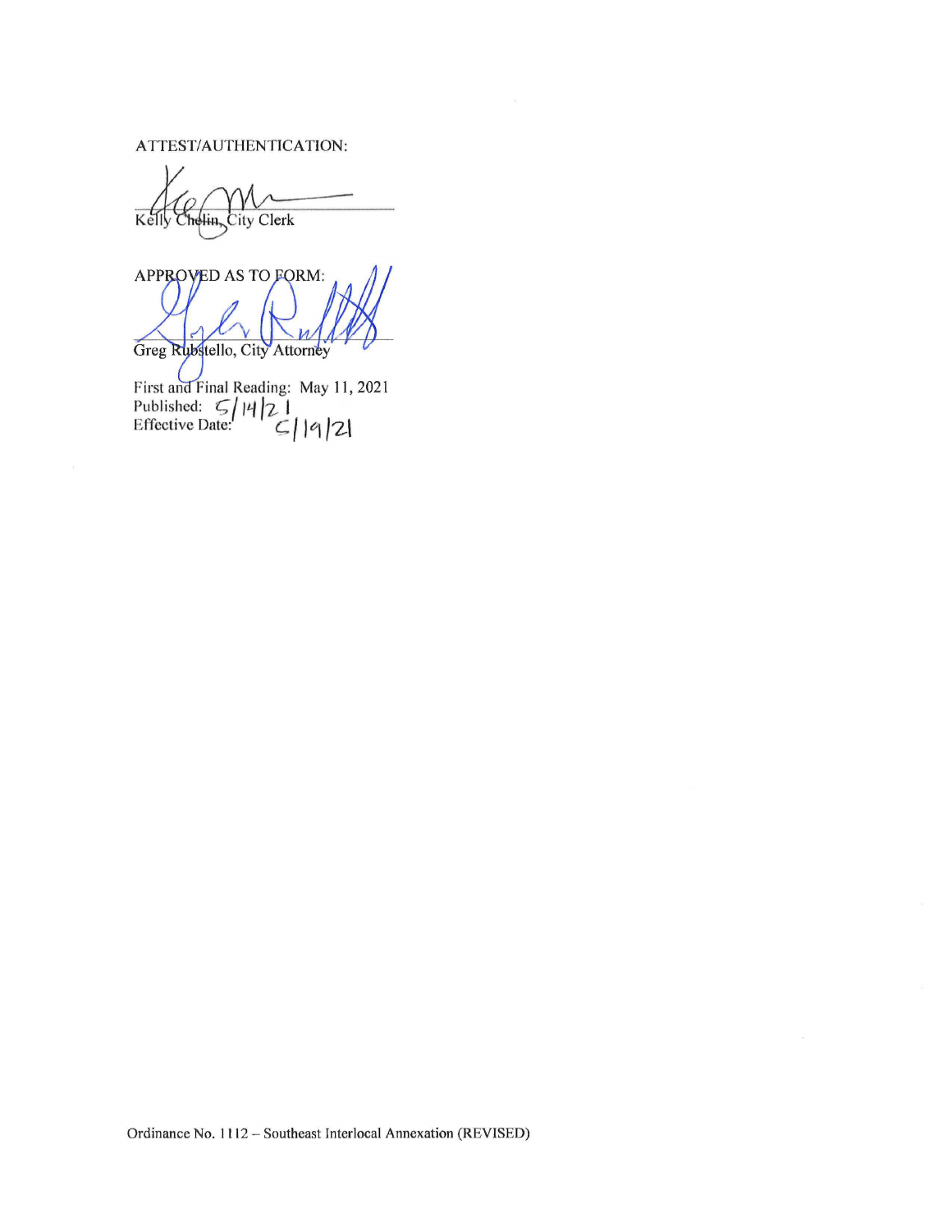ATTEST/AUTHENTICATION:

Kelly Chelin, City Clerk

APPROVED AS TO FORM:

Greg Rubstello, City Attorney

First and Final Reading: May 11, 2021
Published: 5/14/21
Effective Date: 5/19/21

Ordinance No. 1112 – Southeast Interlocal Annexation (REVISED)